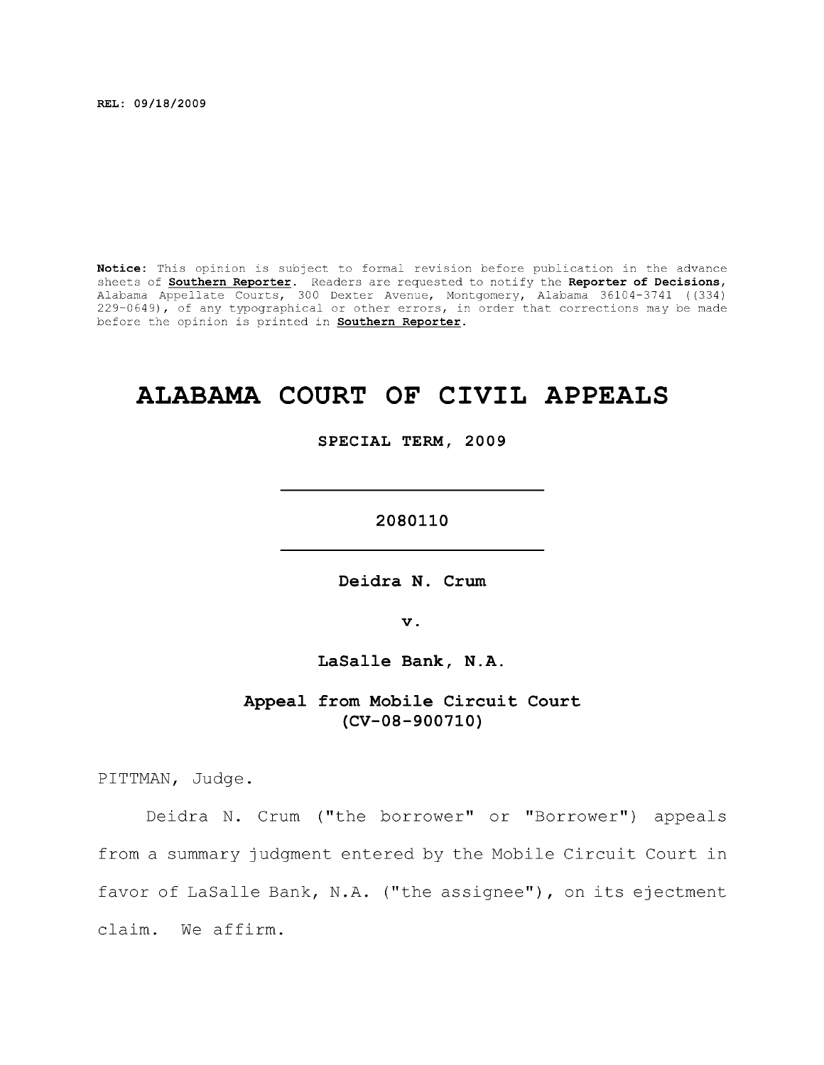REL: 09/18/2009

**Notice:** This opinion is subject to formal revision before publication in the advance sheets of **Southern Reporter**. Readers are requested to notify the **Reporter of Decisions**, Alabama Appellate Courts, 300 Dexter Avenue, Montgomery, Alabama 36104-3741 ((334) 229-0649), of any typographical or other errors, in order that corrections may be made before the opinion is printed in **Southern Reporter**.

# ALABAMA COURT OF CIVIL APPEALS

**SPECIAL TERM, 2009**

---

**2080110**

---

**Deidra N. Crum**

**v.**

**LaSalle Bank, N.A.**

**Appeal from Mobile Circuit Court**
**(CV-08-900710)**

PITTMAN, Judge.

Deidra N. Crum ("the borrower" or "Borrower") appeals from a summary judgment entered by the Mobile Circuit Court in favor of LaSalle Bank, N.A. ("the assignee"), on its ejectment claim. We affirm.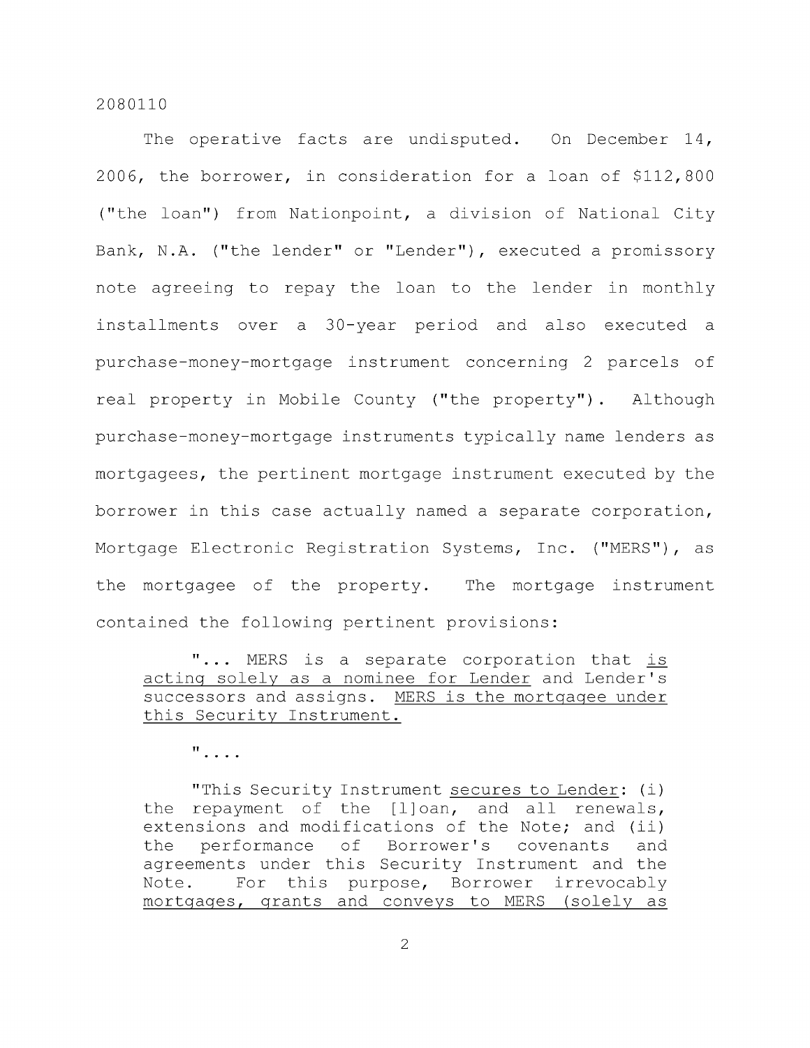2080110

The operative facts are undisputed. On December 14, 2006, the borrower, in consideration for a loan of $112,800 ("the loan") from Nationpoint, a division of National City Bank, N.A. ("the lender" or "Lender"), executed a promissory note agreeing to repay the loan to the lender in monthly installments over a 30-year period and also executed a purchase-money-mortgage instrument concerning 2 parcels of real property in Mobile County ("the property"). Although purchase-money-mortgage instruments typically name lenders as mortgagees, the pertinent mortgage instrument executed by the borrower in this case actually named a separate corporation, Mortgage Electronic Registration Systems, Inc. ("MERS"), as the mortgagee of the property. The mortgage instrument contained the following pertinent provisions:

> "... MERS is a separate corporation that <u>is acting solely as a nominee for Lender</u> and Lender's successors and assigns. <u>MERS is the mortgagee under this Security Instrument.</u>
>
> "....
>
> "This Security Instrument <u>secures to Lender</u>: (i) the repayment of the [l]oan, and all renewals, extensions and modifications of the Note; and (ii) the performance of Borrower's covenants and agreements under this Security Instrument and the Note. For this purpose, Borrower irrevocably <u>mortgages, grants and conveys to MERS (solely as</u>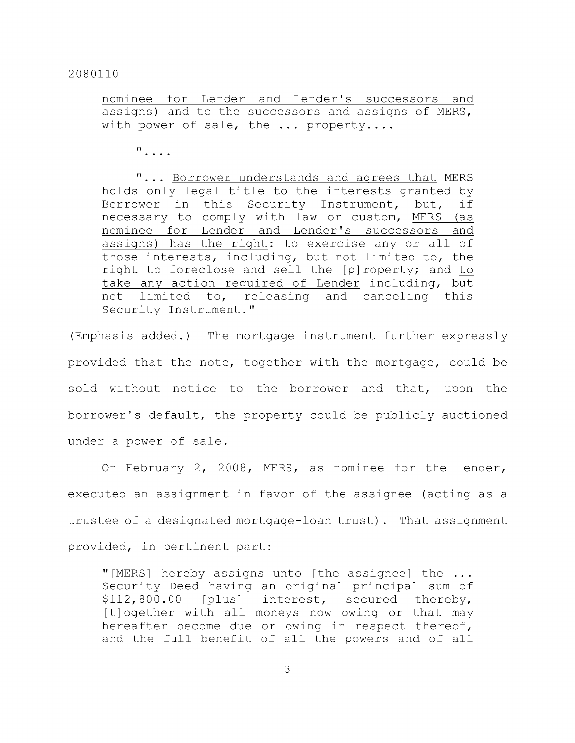nominee for Lender and Lender's successors and assigns) and to the successors and assigns of MERS, with power of sale, the ... property....

> "....
>
> "... Borrower understands and agrees that MERS holds only legal title to the interests granted by Borrower in this Security Instrument, but, if necessary to comply with law or custom, MERS (as nominee for Lender and Lender's successors and assigns) has the right: to exercise any or all of those interests, including, but not limited to, the right to foreclose and sell the [p]roperty; and to take any action required of Lender including, but not limited to, releasing and canceling this Security Instrument."

(Emphasis added.) The mortgage instrument further expressly provided that the note, together with the mortgage, could be sold without notice to the borrower and that, upon the borrower's default, the property could be publicly auctioned under a power of sale.

On February 2, 2008, MERS, as nominee for the lender, executed an assignment in favor of the assignee (acting as a trustee of a designated mortgage-loan trust). That assignment provided, in pertinent part:

> "[MERS] hereby assigns unto [the assignee] the ... Security Deed having an original principal sum of $112,800.00 [plus] interest, secured thereby, [t]ogether with all moneys now owing or that may hereafter become due or owing in respect thereof, and the full benefit of all the powers and of all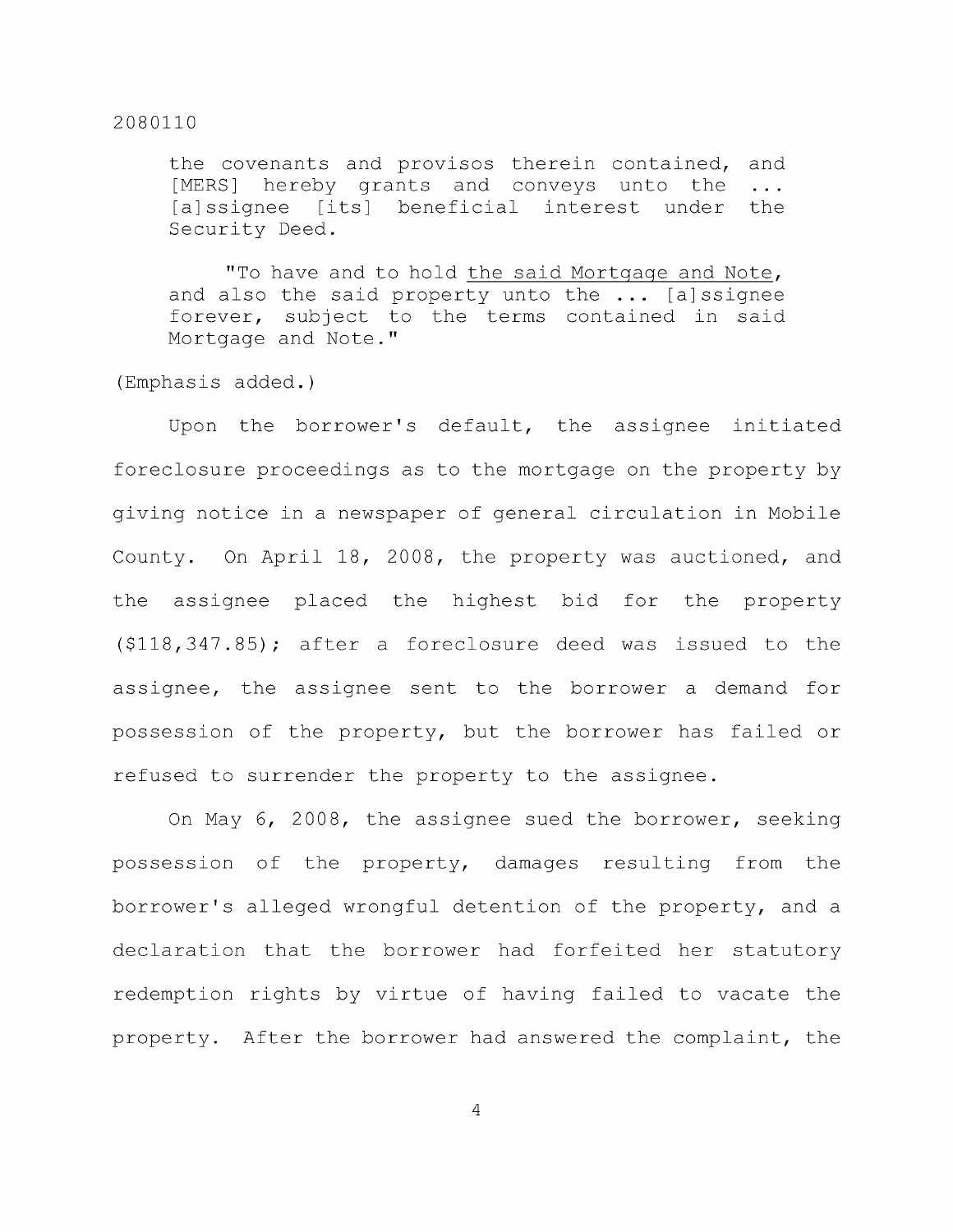> the covenants and provisos therein contained, and [MERS] hereby grants and conveys unto the ... [a]ssignee [its] beneficial interest under the Security Deed.
>
> "To have and to hold the said Mortgage and Note, and also the said property unto the ... [a]ssignee forever, subject to the terms contained in said Mortgage and Note."

(Emphasis added.)

Upon the borrower's default, the assignee initiated foreclosure proceedings as to the mortgage on the property by giving notice in a newspaper of general circulation in Mobile County. On April 18, 2008, the property was auctioned, and the assignee placed the highest bid for the property ($118,347.85); after a foreclosure deed was issued to the assignee, the assignee sent to the borrower a demand for possession of the property, but the borrower has failed or refused to surrender the property to the assignee.

On May 6, 2008, the assignee sued the borrower, seeking possession of the property, damages resulting from the borrower's alleged wrongful detention of the property, and a declaration that the borrower had forfeited her statutory redemption rights by virtue of having failed to vacate the property. After the borrower had answered the complaint, the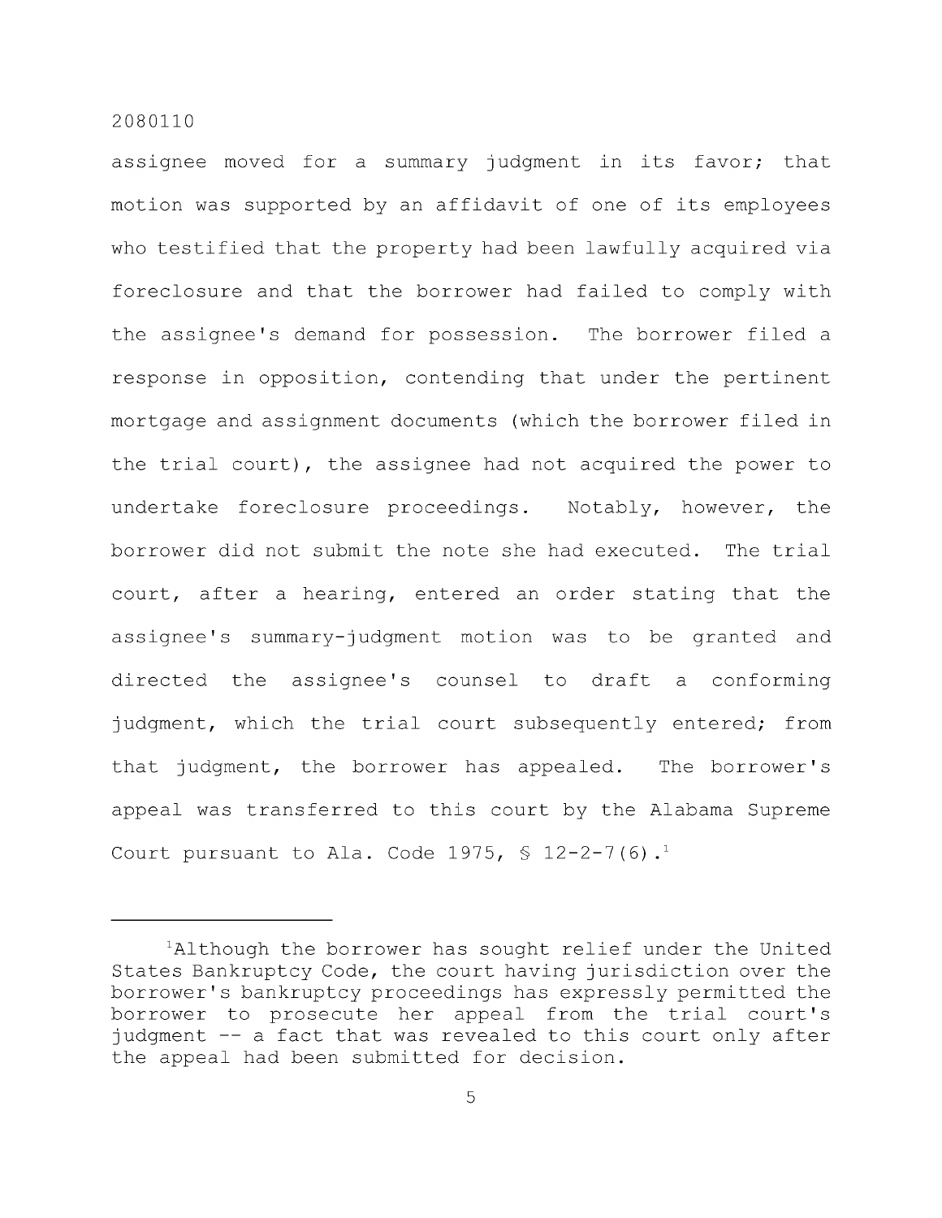assignee moved for a summary judgment in its favor; that motion was supported by an affidavit of one of its employees who testified that the property had been lawfully acquired via foreclosure and that the borrower had failed to comply with the assignee's demand for possession. The borrower filed a response in opposition, contending that under the pertinent mortgage and assignment documents (which the borrower filed in the trial court), the assignee had not acquired the power to undertake foreclosure proceedings. Notably, however, the borrower did not submit the note she had executed. The trial court, after a hearing, entered an order stating that the assignee's summary-judgment motion was to be granted and directed the assignee's counsel to draft a conforming judgment, which the trial court subsequently entered; from that judgment, the borrower has appealed. The borrower's appeal was transferred to this court by the Alabama Supreme Court pursuant to Ala. Code 1975, § 12-2-7(6).[1]

[1]Although the borrower has sought relief under the United States Bankruptcy Code, the court having jurisdiction over the borrower's bankruptcy proceedings has expressly permitted the borrower to prosecute her appeal from the trial court's judgment -- a fact that was revealed to this court only after the appeal had been submitted for decision.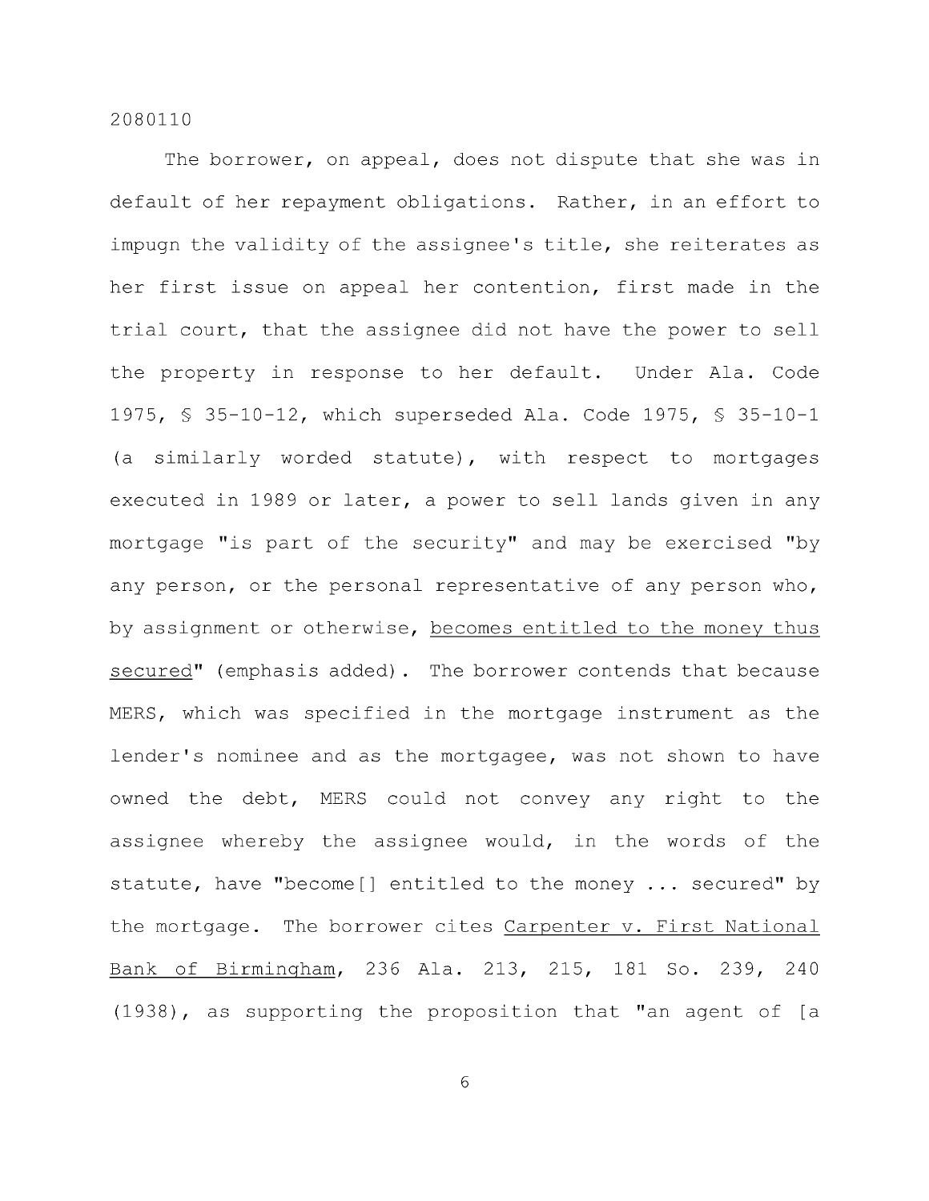The borrower, on appeal, does not dispute that she was in default of her repayment obligations. Rather, in an effort to impugn the validity of the assignee's title, she reiterates as her first issue on appeal her contention, first made in the trial court, that the assignee did not have the power to sell the property in response to her default. Under Ala. Code 1975, § 35-10-12, which superseded Ala. Code 1975, § 35-10-1 (a similarly worded statute), with respect to mortgages executed in 1989 or later, a power to sell lands given in any mortgage "is part of the security" and may be exercised "by any person, or the personal representative of any person who, by assignment or otherwise, <u>becomes entitled to the money thus secured</u>" (emphasis added). The borrower contends that because MERS, which was specified in the mortgage instrument as the lender's nominee and as the mortgagee, was not shown to have owned the debt, MERS could not convey any right to the assignee whereby the assignee would, in the words of the statute, have "become[] entitled to the money ... secured" by the mortgage. The borrower cites <u>Carpenter v. First National Bank of Birmingham</u>, 236 Ala. 213, 215, 181 So. 239, 240 (1938), as supporting the proposition that "an agent of [a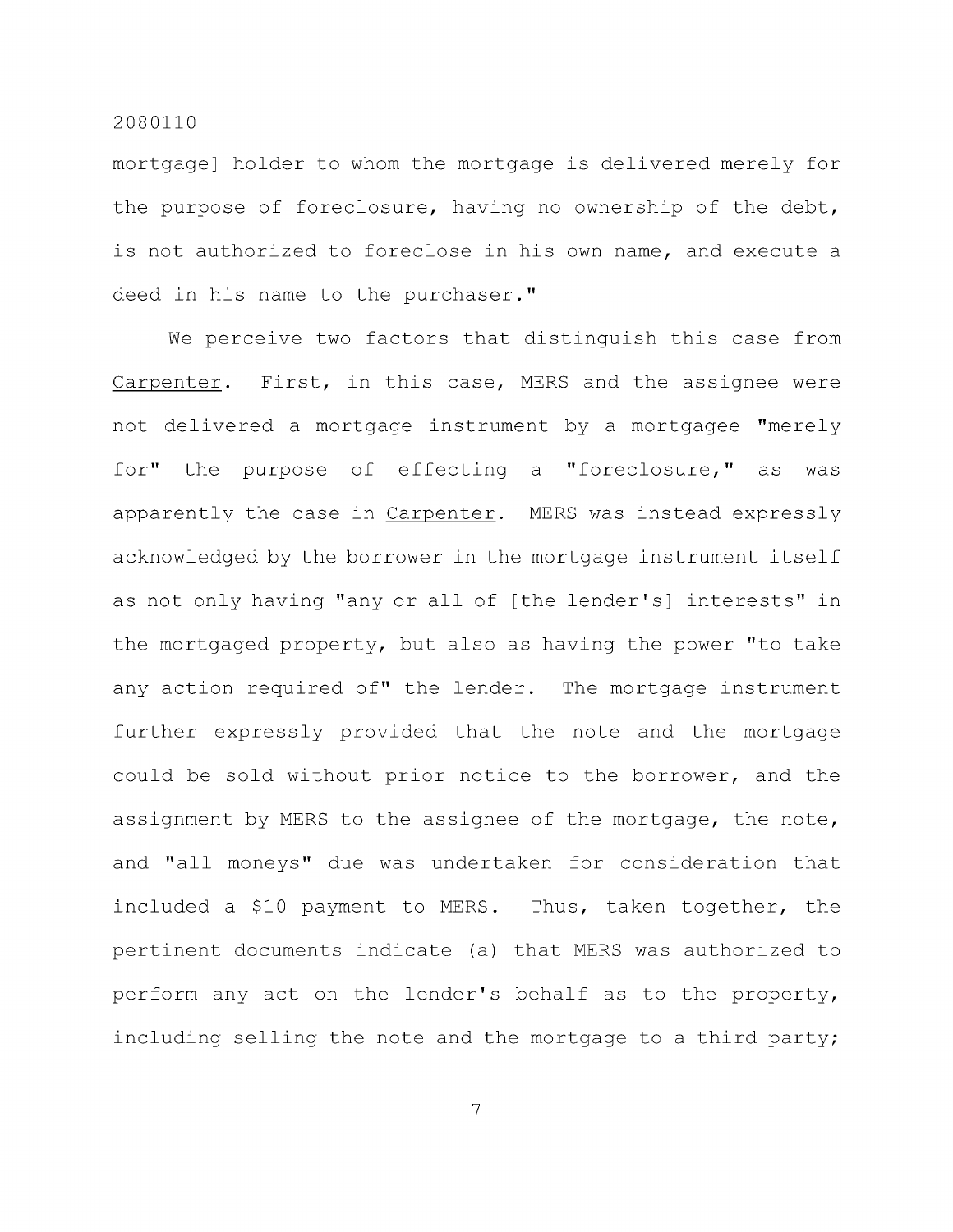mortgage] holder to whom the mortgage is delivered merely for the purpose of foreclosure, having no ownership of the debt, is not authorized to foreclose in his own name, and execute a deed in his name to the purchaser."

We perceive two factors that distinguish this case from Carpenter. First, in this case, MERS and the assignee were not delivered a mortgage instrument by a mortgagee "merely for" the purpose of effecting a "foreclosure," as was apparently the case in Carpenter. MERS was instead expressly acknowledged by the borrower in the mortgage instrument itself as not only having "any or all of [the lender's] interests" in the mortgaged property, but also as having the power "to take any action required of" the lender. The mortgage instrument further expressly provided that the note and the mortgage could be sold without prior notice to the borrower, and the assignment by MERS to the assignee of the mortgage, the note, and "all moneys" due was undertaken for consideration that included a $10 payment to MERS. Thus, taken together, the pertinent documents indicate (a) that MERS was authorized to perform any act on the lender's behalf as to the property, including selling the note and the mortgage to a third party;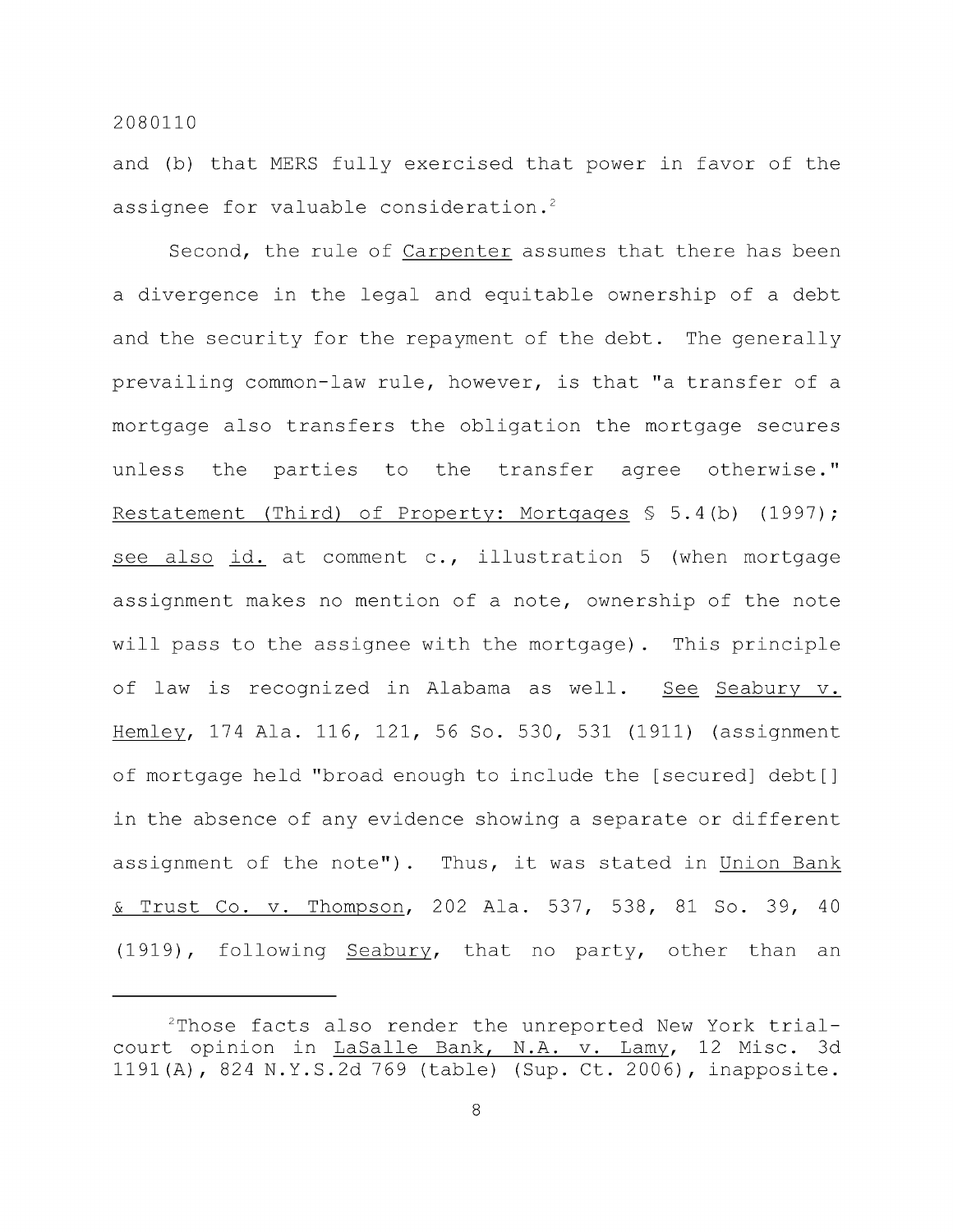and (b) that MERS fully exercised that power in favor of the assignee for valuable consideration.[2]

Second, the rule of Carpenter assumes that there has been a divergence in the legal and equitable ownership of a debt and the security for the repayment of the debt. The generally prevailing common-law rule, however, is that "a transfer of a mortgage also transfers the obligation the mortgage secures unless the parties to the transfer agree otherwise." Restatement (Third) of Property: Mortgages § 5.4(b) (1997); see also id. at comment c., illustration 5 (when mortgage assignment makes no mention of a note, ownership of the note will pass to the assignee with the mortgage). This principle of law is recognized in Alabama as well. See Seabury v. Hemley, 174 Ala. 116, 121, 56 So. 530, 531 (1911) (assignment of mortgage held "broad enough to include the [secured] debt[] in the absence of any evidence showing a separate or different assignment of the note"). Thus, it was stated in Union Bank & Trust Co. v. Thompson, 202 Ala. 537, 538, 81 So. 39, 40 (1919), following Seabury, that no party, other than an

---

[2]Those facts also render the unreported New York trial-court opinion in LaSalle Bank, N.A. v. Lamy, 12 Misc. 3d 1191(A), 824 N.Y.S.2d 769 (table) (Sup. Ct. 2006), inapposite.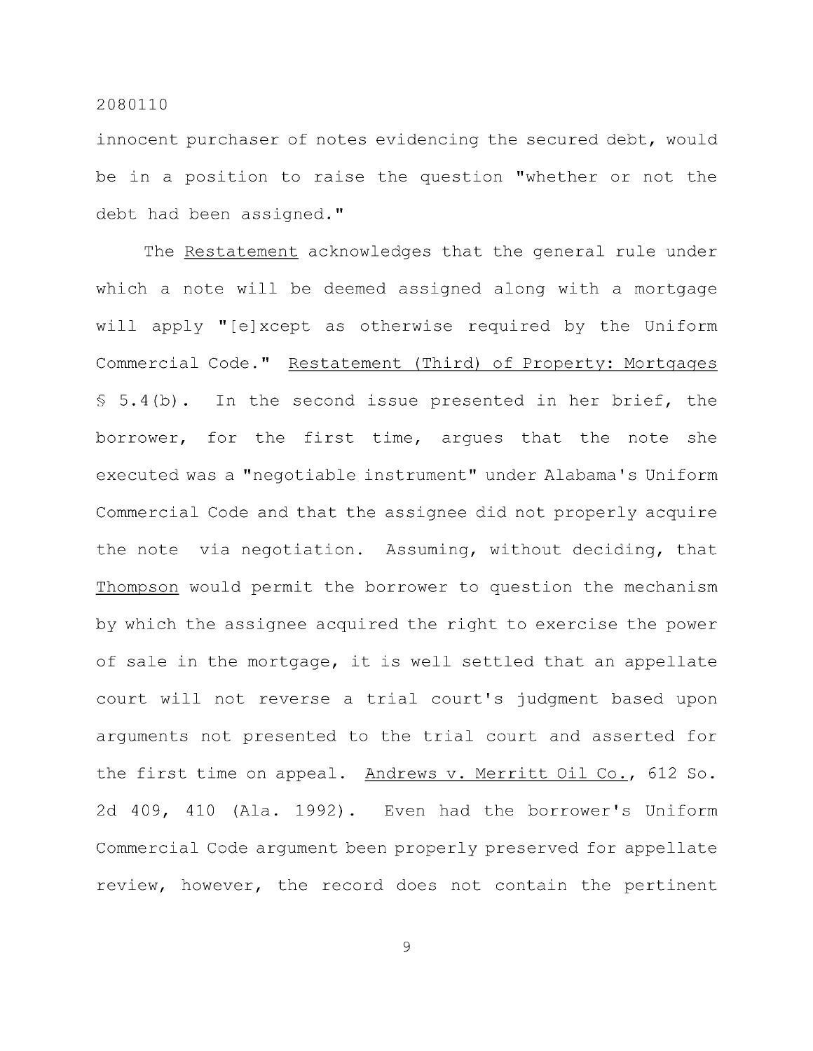innocent purchaser of notes evidencing the secured debt, would be in a position to raise the question "whether or not the debt had been assigned."

The Restatement acknowledges that the general rule under which a note will be deemed assigned along with a mortgage will apply "[e]xcept as otherwise required by the Uniform Commercial Code." Restatement (Third) of Property: Mortgages § 5.4(b). In the second issue presented in her brief, the borrower, for the first time, argues that the note she executed was a "negotiable instrument" under Alabama's Uniform Commercial Code and that the assignee did not properly acquire the note via negotiation. Assuming, without deciding, that Thompson would permit the borrower to question the mechanism by which the assignee acquired the right to exercise the power of sale in the mortgage, it is well settled that an appellate court will not reverse a trial court's judgment based upon arguments not presented to the trial court and asserted for the first time on appeal. Andrews v. Merritt Oil Co., 612 So. 2d 409, 410 (Ala. 1992). Even had the borrower's Uniform Commercial Code argument been properly preserved for appellate review, however, the record does not contain the pertinent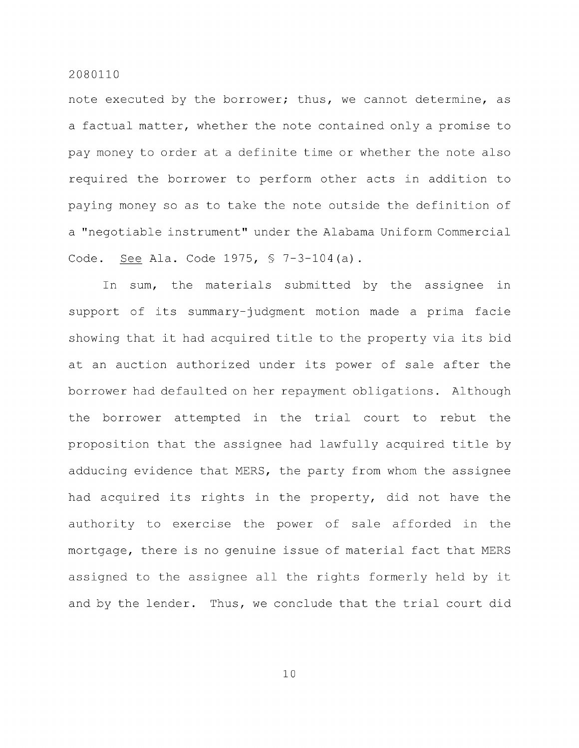note executed by the borrower; thus, we cannot determine, as a factual matter, whether the note contained only a promise to pay money to order at a definite time or whether the note also required the borrower to perform other acts in addition to paying money so as to take the note outside the definition of a "negotiable instrument" under the Alabama Uniform Commercial Code. See Ala. Code 1975, § 7-3-104(a).

In sum, the materials submitted by the assignee in support of its summary-judgment motion made a prima facie showing that it had acquired title to the property via its bid at an auction authorized under its power of sale after the borrower had defaulted on her repayment obligations. Although the borrower attempted in the trial court to rebut the proposition that the assignee had lawfully acquired title by adducing evidence that MERS, the party from whom the assignee had acquired its rights in the property, did not have the authority to exercise the power of sale afforded in the mortgage, there is no genuine issue of material fact that MERS assigned to the assignee all the rights formerly held by it and by the lender. Thus, we conclude that the trial court did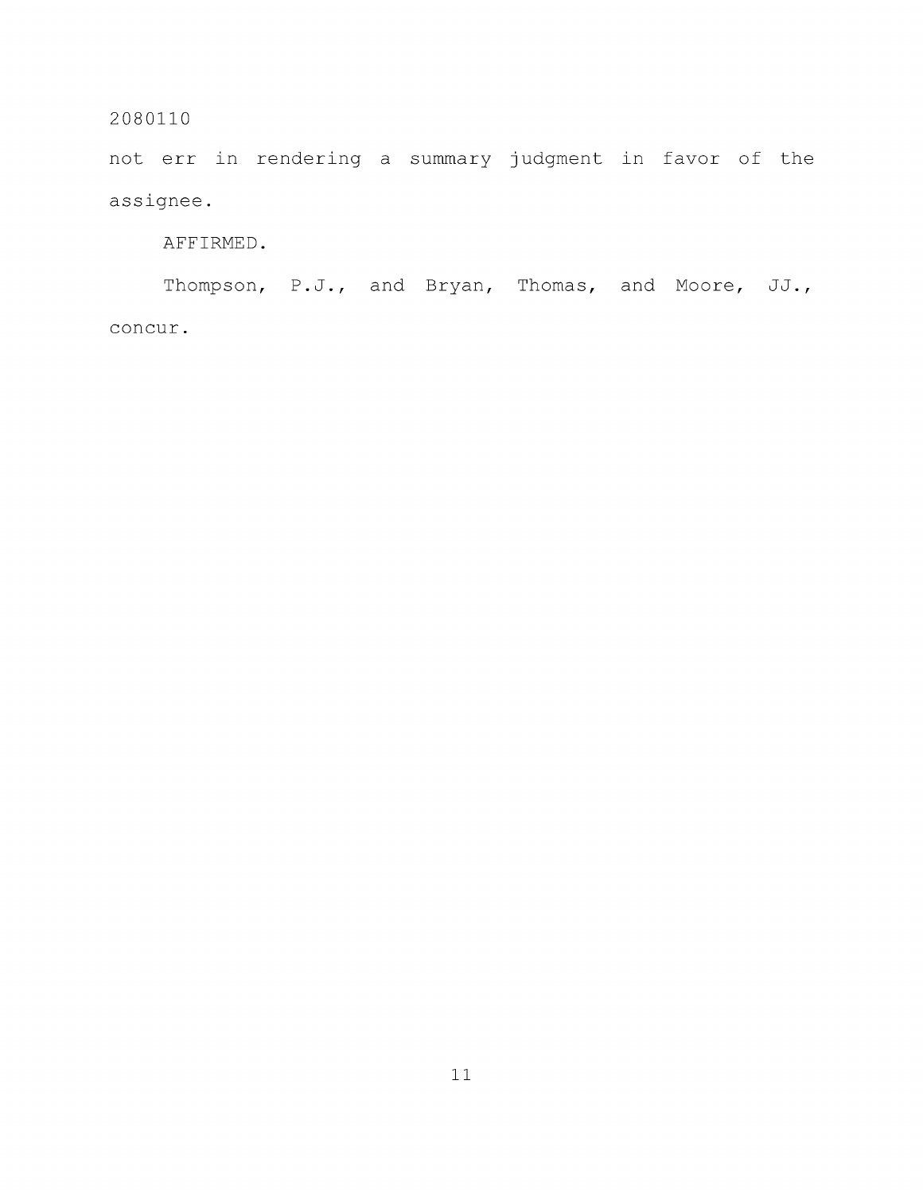not err in rendering a summary judgment in favor of the assignee.

AFFIRMED.

Thompson, P.J., and Bryan, Thomas, and Moore, JJ., concur.